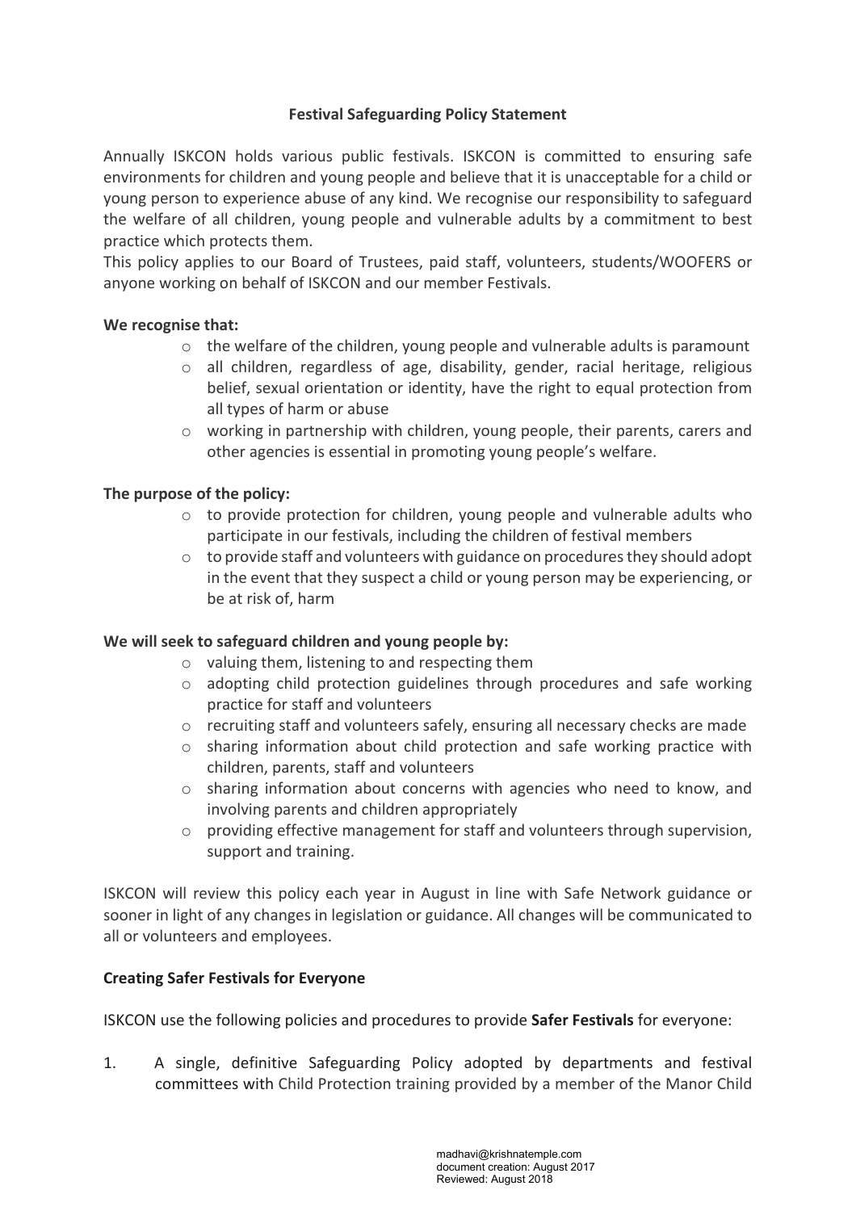**Festival Safeguarding Policy Statement**

Annually ISKCON holds various public festivals. ISKCON is committed to ensuring safe environments for children and young people and believe that it is unacceptable for a child or young person to experience abuse of any kind. We recognise our responsibility to safeguard the welfare of all children, young people and vulnerable adults by a commitment to best practice which protects them.

This policy applies to our Board of Trustees, paid staff, volunteers, students/WOOFERS or anyone working on behalf of ISKCON and our member Festivals.

**We recognise that:**

- the welfare of the children, young people and vulnerable adults is paramount
- all children, regardless of age, disability, gender, racial heritage, religious belief, sexual orientation or identity, have the right to equal protection from all types of harm or abuse
- working in partnership with children, young people, their parents, carers and other agencies is essential in promoting young people's welfare.

**The purpose of the policy:**

- to provide protection for children, young people and vulnerable adults who participate in our festivals, including the children of festival members
- to provide staff and volunteers with guidance on procedures they should adopt in the event that they suspect a child or young person may be experiencing, or be at risk of, harm

**We will seek to safeguard children and young people by:**

- valuing them, listening to and respecting them
- adopting child protection guidelines through procedures and safe working practice for staff and volunteers
- recruiting staff and volunteers safely, ensuring all necessary checks are made
- sharing information about child protection and safe working practice with children, parents, staff and volunteers
- sharing information about concerns with agencies who need to know, and involving parents and children appropriately
- providing effective management for staff and volunteers through supervision, support and training.

ISKCON will review this policy each year in August in line with Safe Network guidance or sooner in light of any changes in legislation or guidance. All changes will be communicated to all or volunteers and employees.

**Creating Safer Festivals for Everyone**

ISKCON use the following policies and procedures to provide **Safer Festivals** for everyone:

1. A single, definitive Safeguarding Policy adopted by departments and festival committees with Child Protection training provided by a member of the Manor Child

madhavi@krishnatemple.com
document creation: August 2017
Reviewed: August 2018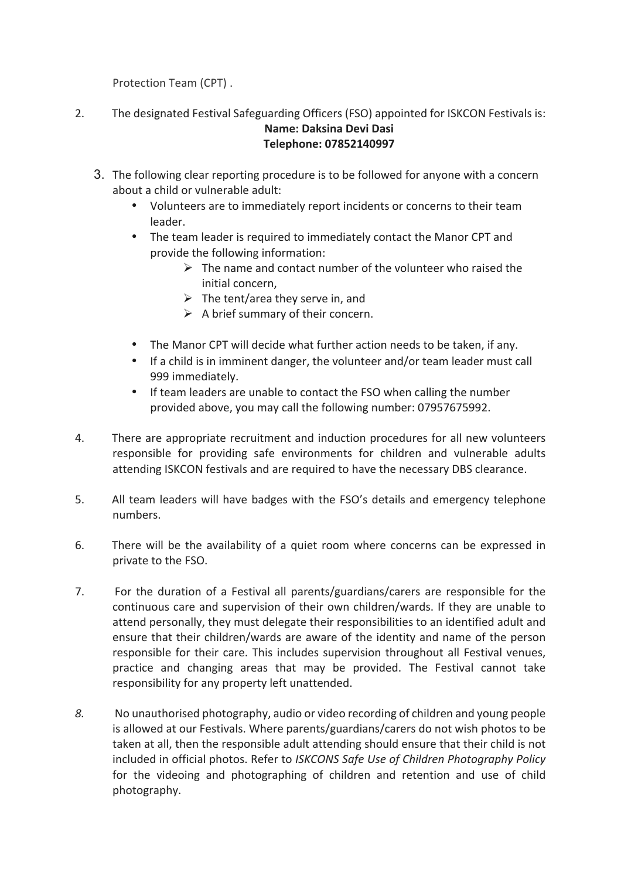Protection Team (CPT) .

2. The designated Festival Safeguarding Officers (FSO) appointed for ISKCON Festivals is:

   **Name: Daksina Devi Dasi**
   **Telephone: 07852140997**

3. The following clear reporting procedure is to be followed for anyone with a concern about a child or vulnerable adult:
   - Volunteers are to immediately report incidents or concerns to their team leader.
   - The team leader is required to immediately contact the Manor CPT and provide the following information:
     - The name and contact number of the volunteer who raised the initial concern,
     - The tent/area they serve in, and
     - A brief summary of their concern.
   - The Manor CPT will decide what further action needs to be taken, if any.
   - If a child is in imminent danger, the volunteer and/or team leader must call 999 immediately.
   - If team leaders are unable to contact the FSO when calling the number provided above, you may call the following number: 07957675992.

4. There are appropriate recruitment and induction procedures for all new volunteers responsible for providing safe environments for children and vulnerable adults attending ISKCON festivals and are required to have the necessary DBS clearance.

5. All team leaders will have badges with the FSO's details and emergency telephone numbers.

6. There will be the availability of a quiet room where concerns can be expressed in private to the FSO.

7. For the duration of a Festival all parents/guardians/carers are responsible for the continuous care and supervision of their own children/wards. If they are unable to attend personally, they must delegate their responsibilities to an identified adult and ensure that their children/wards are aware of the identity and name of the person responsible for their care. This includes supervision throughout all Festival venues, practice and changing areas that may be provided. The Festival cannot take responsibility for any property left unattended.

8. No unauthorised photography, audio or video recording of children and young people is allowed at our Festivals. Where parents/guardians/carers do not wish photos to be taken at all, then the responsible adult attending should ensure that their child is not included in official photos. Refer to *ISKCONS Safe Use of Children Photography Policy* for the videoing and photographing of children and retention and use of child photography.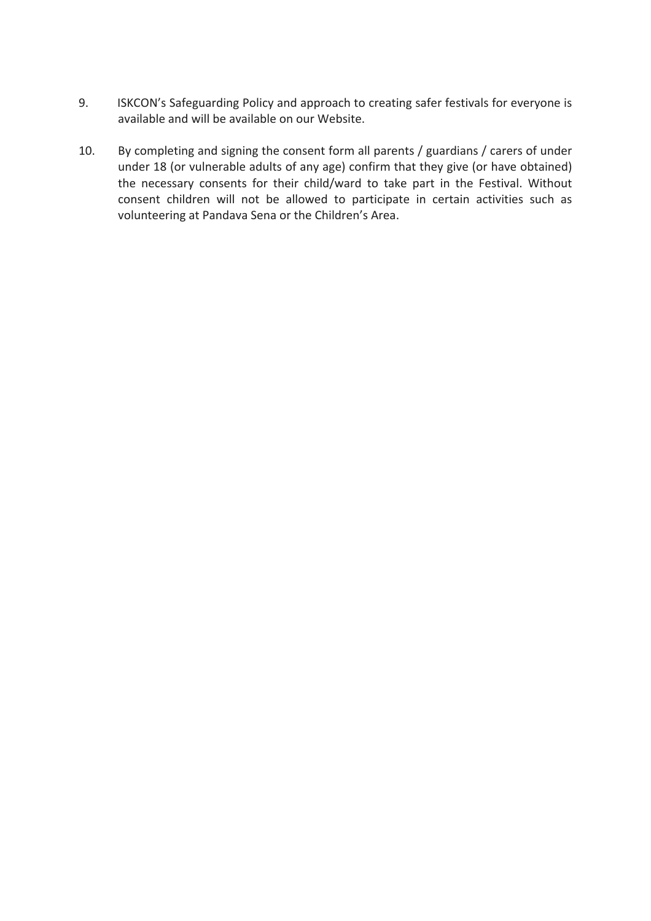9. ISKCON's Safeguarding Policy and approach to creating safer festivals for everyone is available and will be available on our Website.

10. By completing and signing the consent form all parents / guardians / carers of under under 18 (or vulnerable adults of any age) confirm that they give (or have obtained) the necessary consents for their child/ward to take part in the Festival. Without consent children will not be allowed to participate in certain activities such as volunteering at Pandava Sena or the Children's Area.